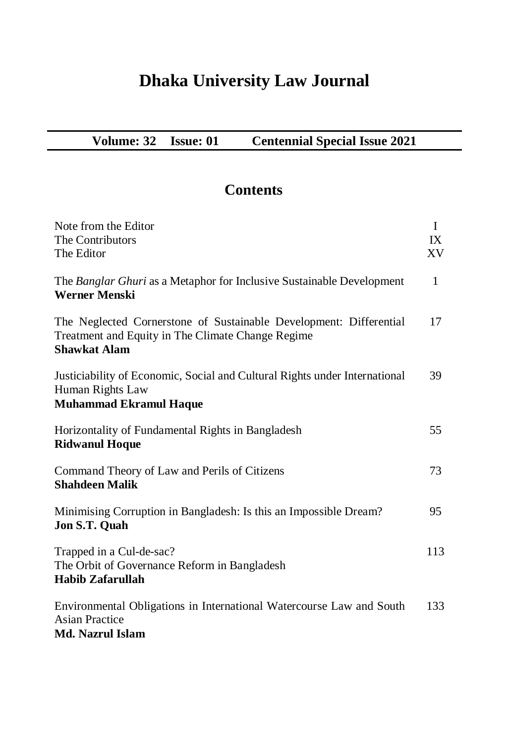# Dhaka University Law Journal

**Volume: 32 Issue: 01 Centennial Special Issue 2021**

## Contents

| | |
|---|---|
| Note from the Editor | I |
| The Contributors | IX |
| The Editor | XV |
| The *Banglar Ghuri* as a Metaphor for Inclusive Sustainable Development<br>**Werner Menski** | 1 |
| The Neglected Cornerstone of Sustainable Development: Differential Treatment and Equity in The Climate Change Regime<br>**Shawkat Alam** | 17 |
| Justiciability of Economic, Social and Cultural Rights under International Human Rights Law<br>**Muhammad Ekramul Haque** | 39 |
| Horizontality of Fundamental Rights in Bangladesh<br>**Ridwanul Hoque** | 55 |
| Command Theory of Law and Perils of Citizens<br>**Shahdeen Malik** | 73 |
| Minimising Corruption in Bangladesh: Is this an Impossible Dream?<br>**Jon S.T. Quah** | 95 |
| Trapped in a Cul-de-sac?<br>The Orbit of Governance Reform in Bangladesh<br>**Habib Zafarullah** | 113 |
| Environmental Obligations in International Watercourse Law and South Asian Practice<br>**Md. Nazrul Islam** | 133 |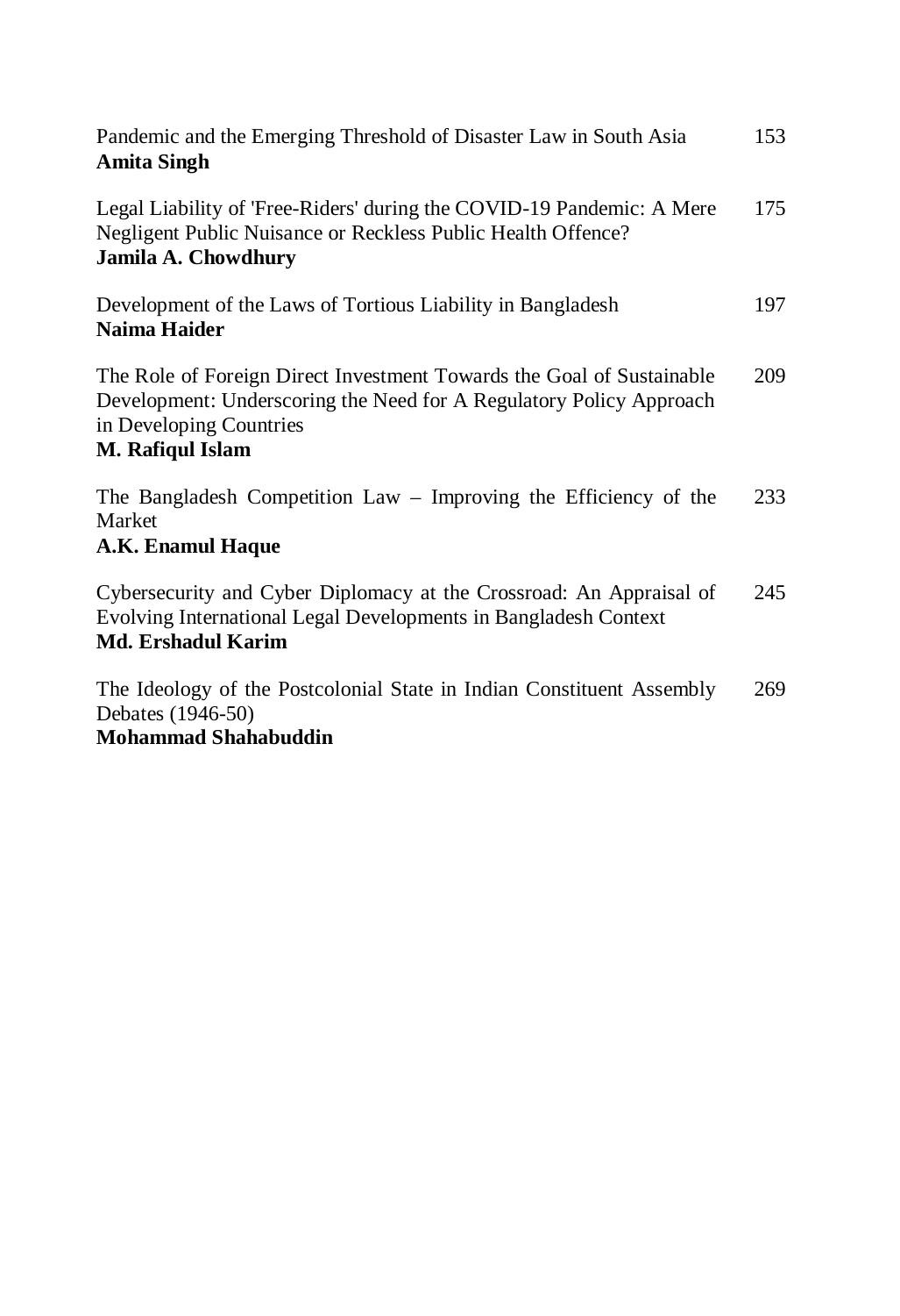Pandemic and the Emerging Threshold of Disaster Law in South Asia 153
**Amita Singh**

Legal Liability of 'Free-Riders' during the COVID-19 Pandemic: A Mere Negligent Public Nuisance or Reckless Public Health Offence? 175
**Jamila A. Chowdhury**

Development of the Laws of Tortious Liability in Bangladesh 197
**Naima Haider**

The Role of Foreign Direct Investment Towards the Goal of Sustainable Development: Underscoring the Need for A Regulatory Policy Approach in Developing Countries 209
**M. Rafiqul Islam**

The Bangladesh Competition Law – Improving the Efficiency of the Market 233
**A.K. Enamul Haque**

Cybersecurity and Cyber Diplomacy at the Crossroad: An Appraisal of Evolving International Legal Developments in Bangladesh Context 245
**Md. Ershadul Karim**

The Ideology of the Postcolonial State in Indian Constituent Assembly Debates (1946-50) 269
**Mohammad Shahabuddin**